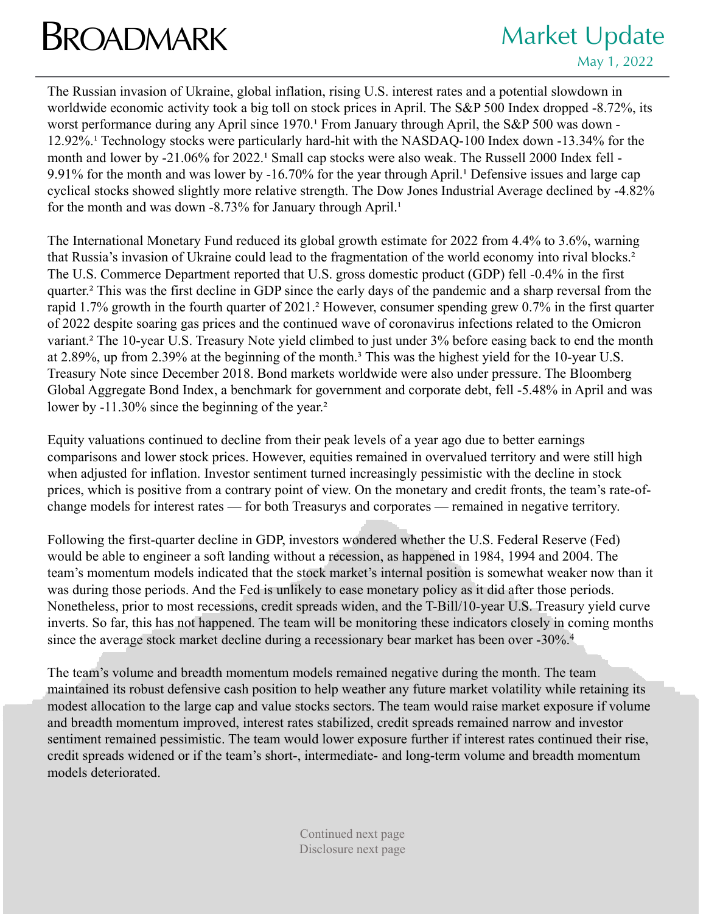# BROADMARK

## Market Update

May 1, 2022

The Russian invasion of Ukraine, global inflation, rising U.S. interest rates and a potential slowdown in worldwide economic activity took a big toll on stock prices in April. The S&P 500 Index dropped -8.72%, its worst performance during any April since 1970.[1] From January through April, the S&P 500 was down -12.92%.[1] Technology stocks were particularly hard-hit with the NASDAQ-100 Index down -13.34% for the month and lower by -21.06% for 2022.[1] Small cap stocks were also weak. The Russell 2000 Index fell -9.91% for the month and was lower by -16.70% for the year through April.[1] Defensive issues and large cap cyclical stocks showed slightly more relative strength. The Dow Jones Industrial Average declined by -4.82% for the month and was down -8.73% for January through April.[1]

The International Monetary Fund reduced its global growth estimate for 2022 from 4.4% to 3.6%, warning that Russia's invasion of Ukraine could lead to the fragmentation of the world economy into rival blocks.[2] The U.S. Commerce Department reported that U.S. gross domestic product (GDP) fell -0.4% in the first quarter.[2] This was the first decline in GDP since the early days of the pandemic and a sharp reversal from the rapid 1.7% growth in the fourth quarter of 2021.[2] However, consumer spending grew 0.7% in the first quarter of 2022 despite soaring gas prices and the continued wave of coronavirus infections related to the Omicron variant.[2] The 10-year U.S. Treasury Note yield climbed to just under 3% before easing back to end the month at 2.89%, up from 2.39% at the beginning of the month.[3] This was the highest yield for the 10-year U.S. Treasury Note since December 2018. Bond markets worldwide were also under pressure. The Bloomberg Global Aggregate Bond Index, a benchmark for government and corporate debt, fell -5.48% in April and was lower by -11.30% since the beginning of the year.[2]

Equity valuations continued to decline from their peak levels of a year ago due to better earnings comparisons and lower stock prices. However, equities remained in overvalued territory and were still high when adjusted for inflation. Investor sentiment turned increasingly pessimistic with the decline in stock prices, which is positive from a contrary point of view. On the monetary and credit fronts, the team's rate-of-change models for interest rates — for both Treasurys and corporates — remained in negative territory.

Following the first-quarter decline in GDP, investors wondered whether the U.S. Federal Reserve (Fed) would be able to engineer a soft landing without a recession, as happened in 1984, 1994 and 2004. The team's momentum models indicated that the stock market's internal position is somewhat weaker now than it was during those periods. And the Fed is unlikely to ease monetary policy as it did after those periods. Nonetheless, prior to most recessions, credit spreads widen, and the T-Bill/10-year U.S. Treasury yield curve inverts. So far, this has not happened. The team will be monitoring these indicators closely in coming months since the average stock market decline during a recessionary bear market has been over -30%.[4]

The team's volume and breadth momentum models remained negative during the month. The team maintained its robust defensive cash position to help weather any future market volatility while retaining its modest allocation to the large cap and value stocks sectors. The team would raise market exposure if volume and breadth momentum improved, interest rates stabilized, credit spreads remained narrow and investor sentiment remained pessimistic. The team would lower exposure further if interest rates continued their rise, credit spreads widened or if the team's short-, intermediate- and long-term volume and breadth momentum models deteriorated.

Continued next page
Disclosure next page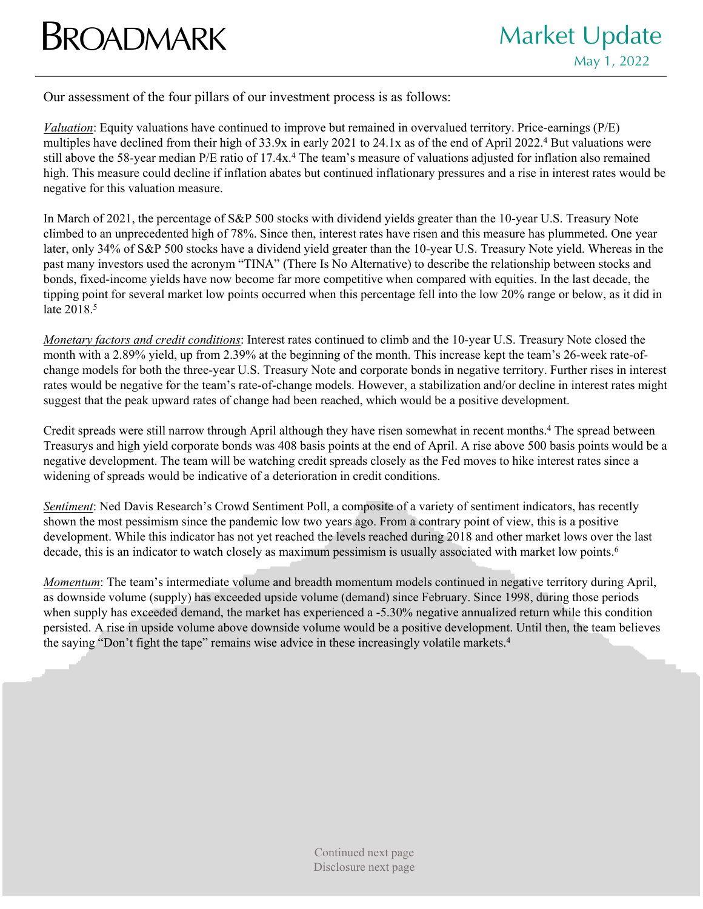Our assessment of the four pillars of our investment process is as follows:

*Valuation*: Equity valuations have continued to improve but remained in overvalued territory. Price-earnings (P/E) multiples have declined from their high of 33.9x in early 2021 to 24.1x as of the end of April 2022.[4] But valuations were still above the 58-year median P/E ratio of 17.4x.[4] The team's measure of valuations adjusted for inflation also remained high. This measure could decline if inflation abates but continued inflationary pressures and a rise in interest rates would be negative for this valuation measure.

In March of 2021, the percentage of S&P 500 stocks with dividend yields greater than the 10-year U.S. Treasury Note climbed to an unprecedented high of 78%. Since then, interest rates have risen and this measure has plummeted. One year later, only 34% of S&P 500 stocks have a dividend yield greater than the 10-year U.S. Treasury Note yield. Whereas in the past many investors used the acronym "TINA" (There Is No Alternative) to describe the relationship between stocks and bonds, fixed-income yields have now become far more competitive when compared with equities. In the last decade, the tipping point for several market low points occurred when this percentage fell into the low 20% range or below, as it did in late 2018.[5]

*Monetary factors and credit conditions*: Interest rates continued to climb and the 10-year U.S. Treasury Note closed the month with a 2.89% yield, up from 2.39% at the beginning of the month. This increase kept the team's 26-week rate-of-change models for both the three-year U.S. Treasury Note and corporate bonds in negative territory. Further rises in interest rates would be negative for the team's rate-of-change models. However, a stabilization and/or decline in interest rates might suggest that the peak upward rates of change had been reached, which would be a positive development.

Credit spreads were still narrow through April although they have risen somewhat in recent months.[4] The spread between Treasurys and high yield corporate bonds was 408 basis points at the end of April. A rise above 500 basis points would be a negative development. The team will be watching credit spreads closely as the Fed moves to hike interest rates since a widening of spreads would be indicative of a deterioration in credit conditions.

*Sentiment*: Ned Davis Research's Crowd Sentiment Poll, a composite of a variety of sentiment indicators, has recently shown the most pessimism since the pandemic low two years ago. From a contrary point of view, this is a positive development. While this indicator has not yet reached the levels reached during 2018 and other market lows over the last decade, this is an indicator to watch closely as maximum pessimism is usually associated with market low points.[6]

*Momentum*: The team's intermediate volume and breadth momentum models continued in negative territory during April, as downside volume (supply) has exceeded upside volume (demand) since February. Since 1998, during those periods when supply has exceeded demand, the market has experienced a -5.30% negative annualized return while this condition persisted. A rise in upside volume above downside volume would be a positive development. Until then, the team believes the saying "Don't fight the tape" remains wise advice in these increasingly volatile markets.[4]

Continued next page
Disclosure next page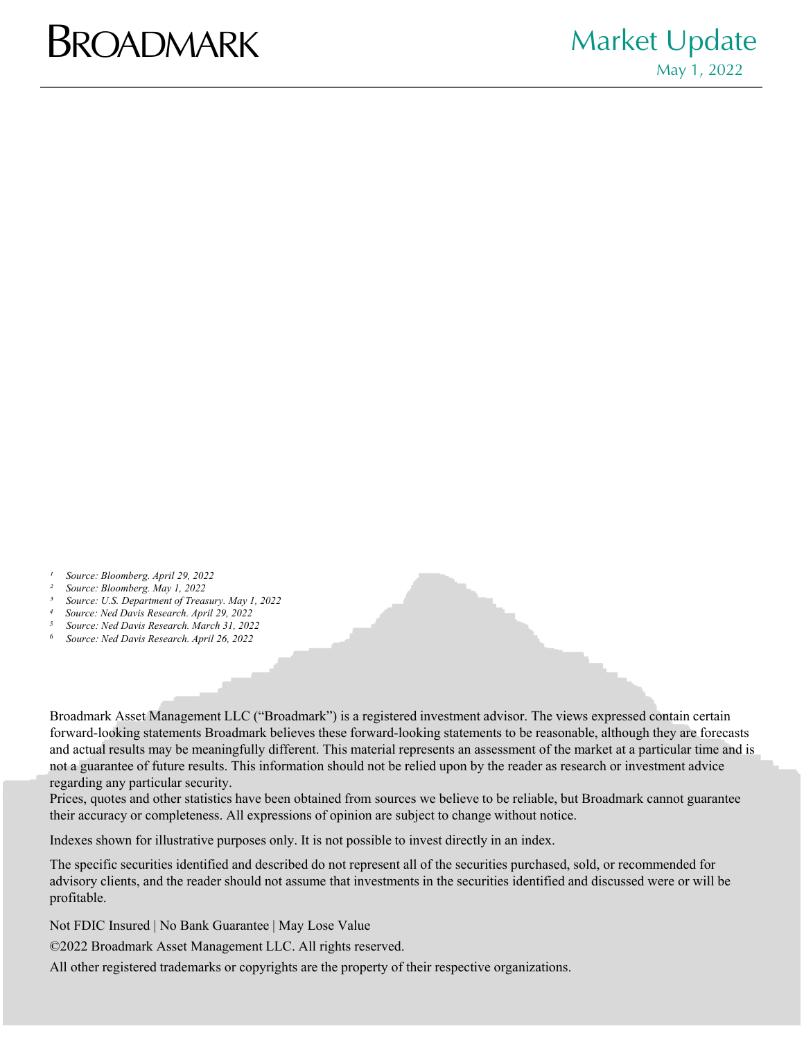[1] Source: Bloomberg. April 29, 2022

[2] Source: Bloomberg. May 1, 2022

[3] Source: U.S. Department of Treasury. May 1, 2022

[4] Source: Ned Davis Research. April 29, 2022

[5] Source: Ned Davis Research. March 31, 2022

[6] Source: Ned Davis Research. April 26, 2022

Broadmark Asset Management LLC ("Broadmark") is a registered investment advisor. The views expressed contain certain forward-looking statements Broadmark believes these forward-looking statements to be reasonable, although they are forecasts and actual results may be meaningfully different. This material represents an assessment of the market at a particular time and is not a guarantee of future results. This information should not be relied upon by the reader as research or investment advice regarding any particular security.
Prices, quotes and other statistics have been obtained from sources we believe to be reliable, but Broadmark cannot guarantee their accuracy or completeness. All expressions of opinion are subject to change without notice.

Indexes shown for illustrative purposes only. It is not possible to invest directly in an index.

The specific securities identified and described do not represent all of the securities purchased, sold, or recommended for advisory clients, and the reader should not assume that investments in the securities identified and discussed were or will be profitable.

Not FDIC Insured | No Bank Guarantee | May Lose Value

©2022 Broadmark Asset Management LLC. All rights reserved.

All other registered trademarks or copyrights are the property of their respective organizations.